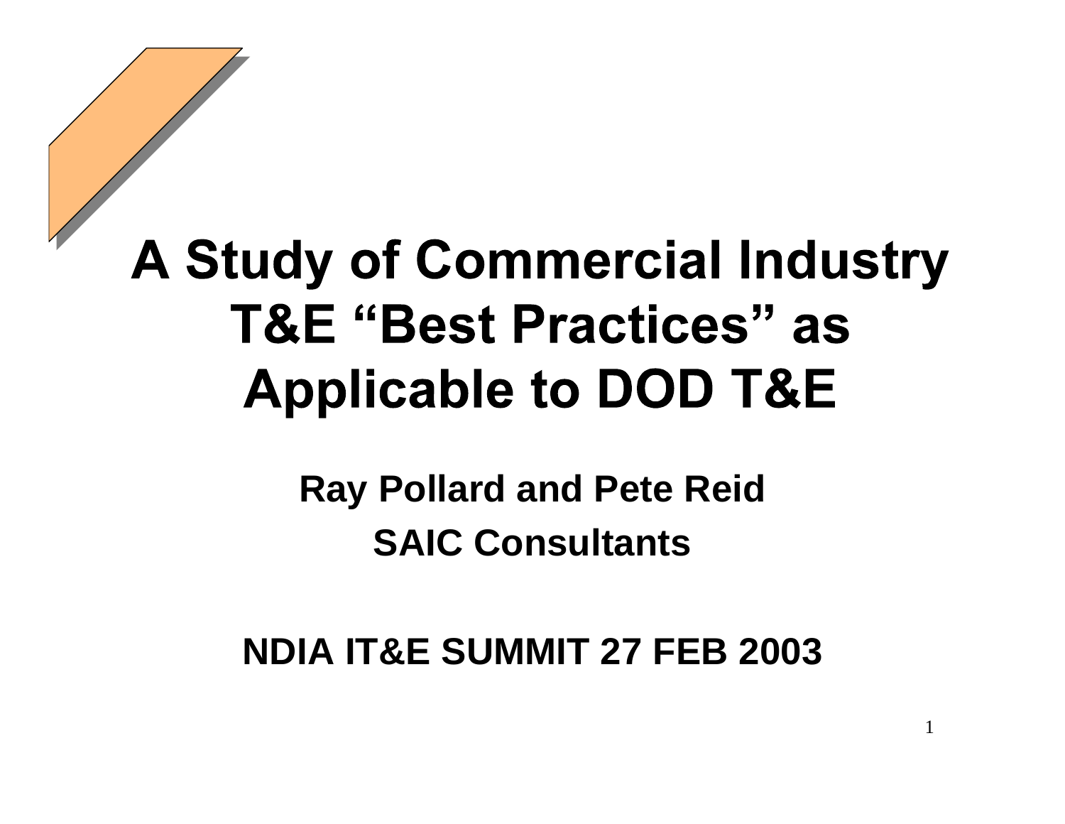# A Study of Commercial Industry T&E "Best Practices" as Applicable to DOD T&E

**Ray Pollard and Pete Reid**

**SAIC Consultants**

**NDIA IT&E SUMMIT 27 FEB 2003**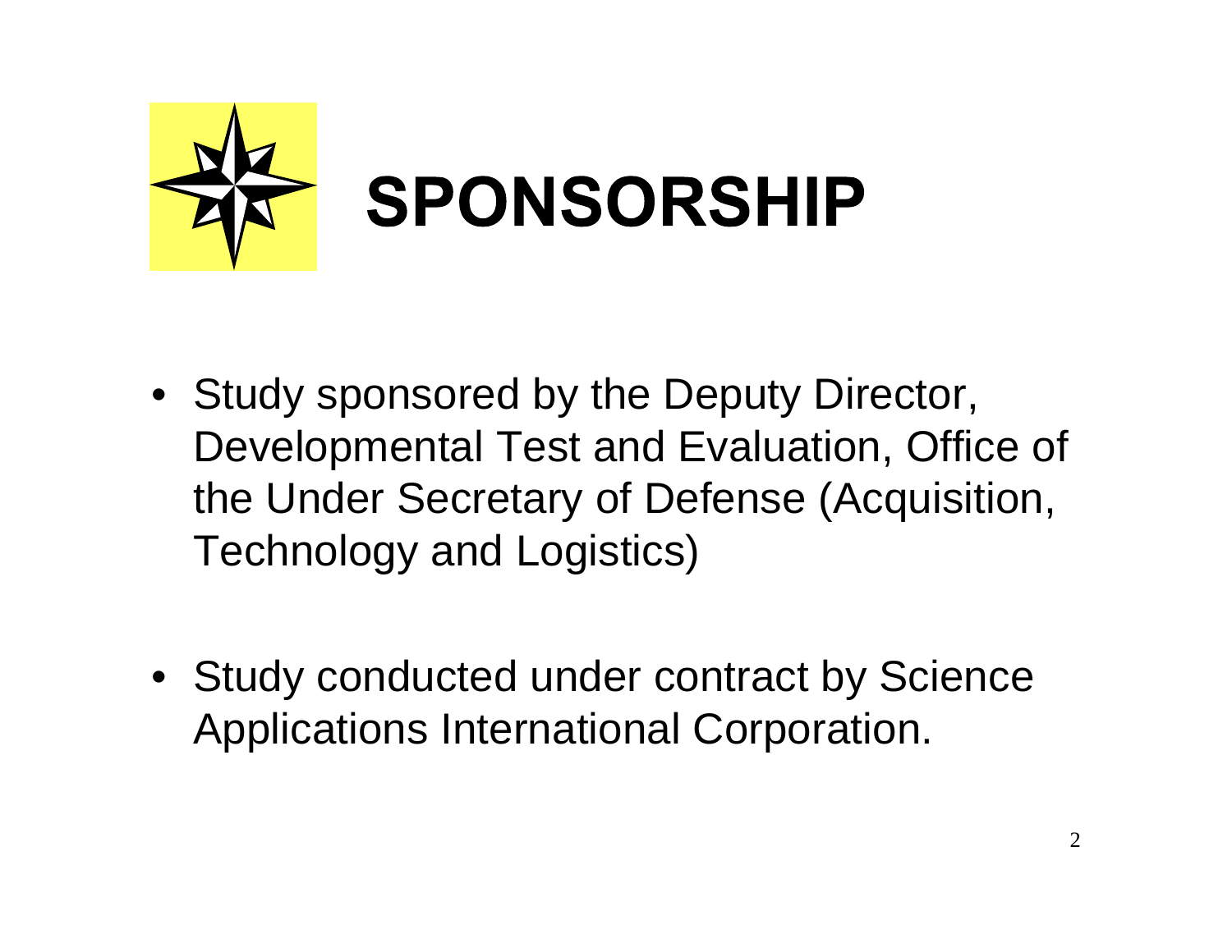# SPONSORSHIP

- Study sponsored by the Deputy Director, Developmental Test and Evaluation, Office of the Under Secretary of Defense (Acquisition, Technology and Logistics)

- Study conducted under contract by Science Applications International Corporation.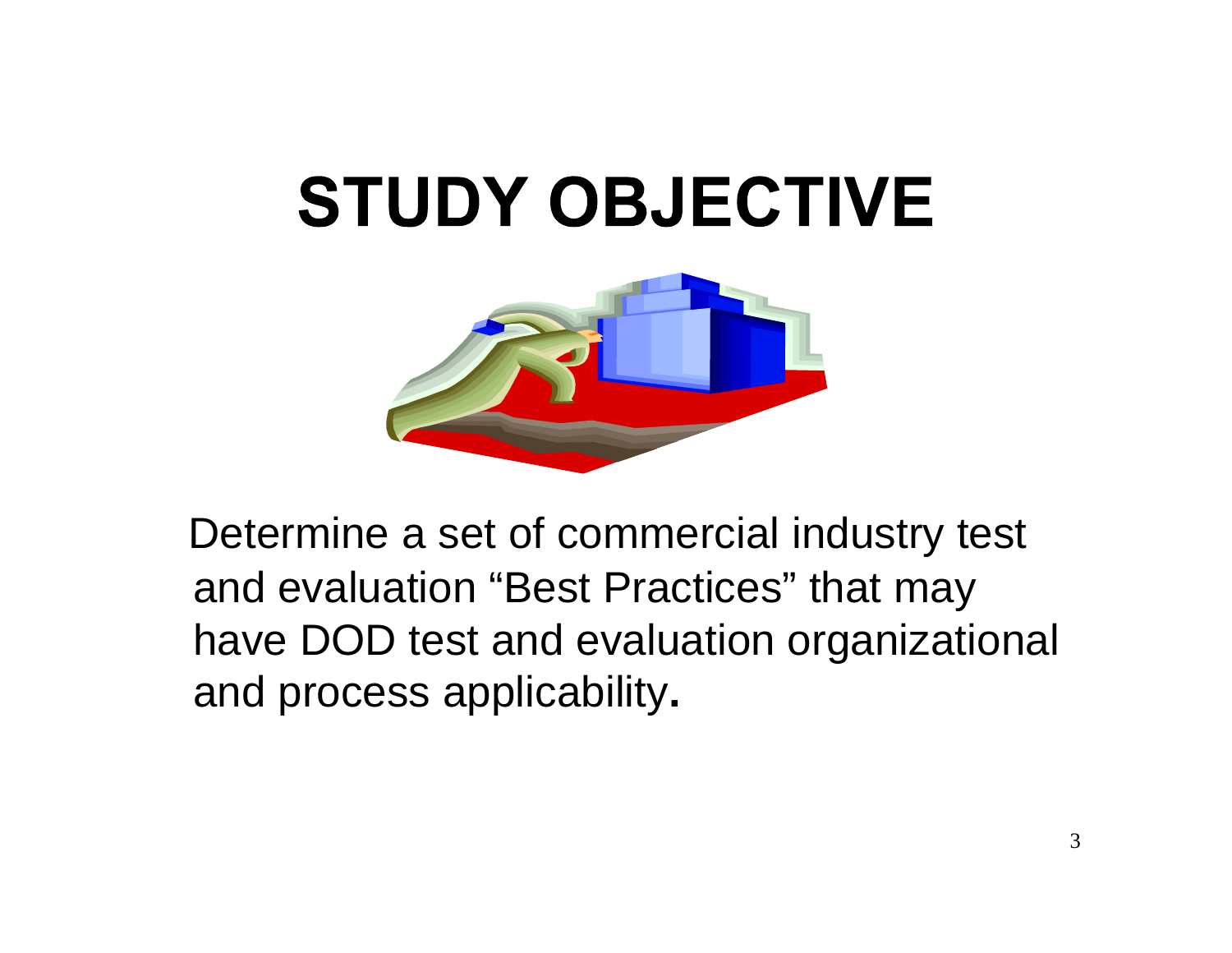# STUDY OBJECTIVE

Determine a set of commercial industry test and evaluation “Best Practices” that may have DOD test and evaluation organizational and process applicability.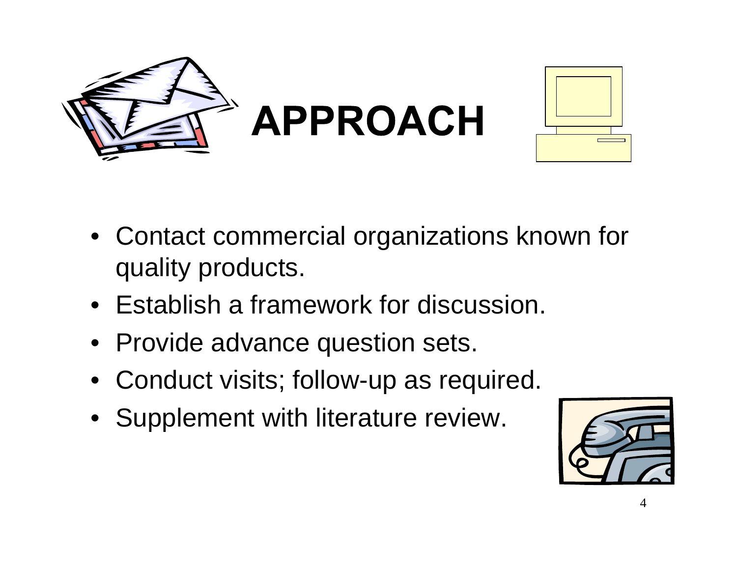# APPROACH

- Contact commercial organizations known for quality products.
- Establish a framework for discussion.
- Provide advance question sets.
- Conduct visits; follow-up as required.
- Supplement with literature review.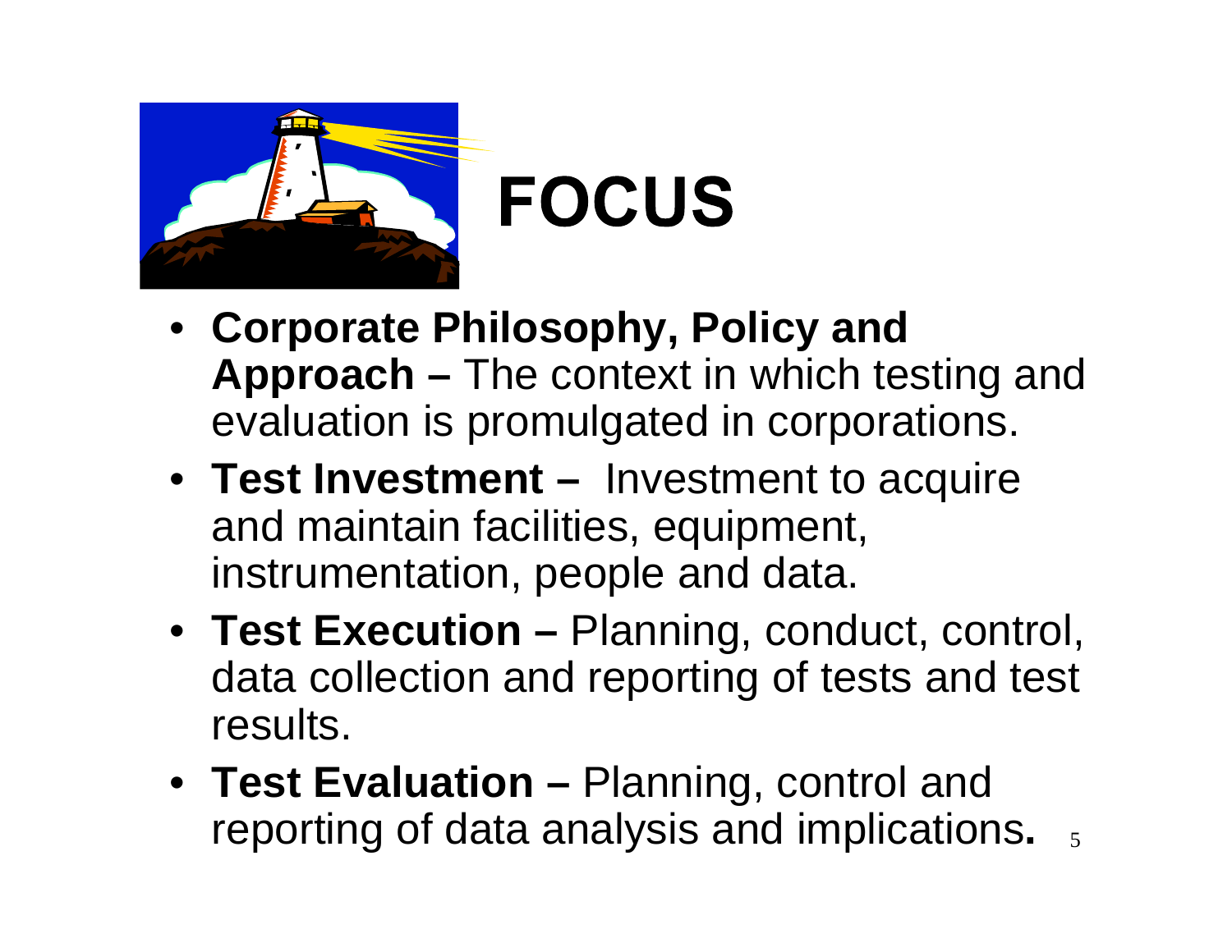# FOCUS

- **Corporate Philosophy, Policy and Approach –** The context in which testing and evaluation is promulgated in corporations.
- **Test Investment –** Investment to acquire and maintain facilities, equipment, instrumentation, people and data.
- **Test Execution –** Planning, conduct, control, data collection and reporting of tests and test results.
- **Test Evaluation –** Planning, control and reporting of data analysis and implications**.**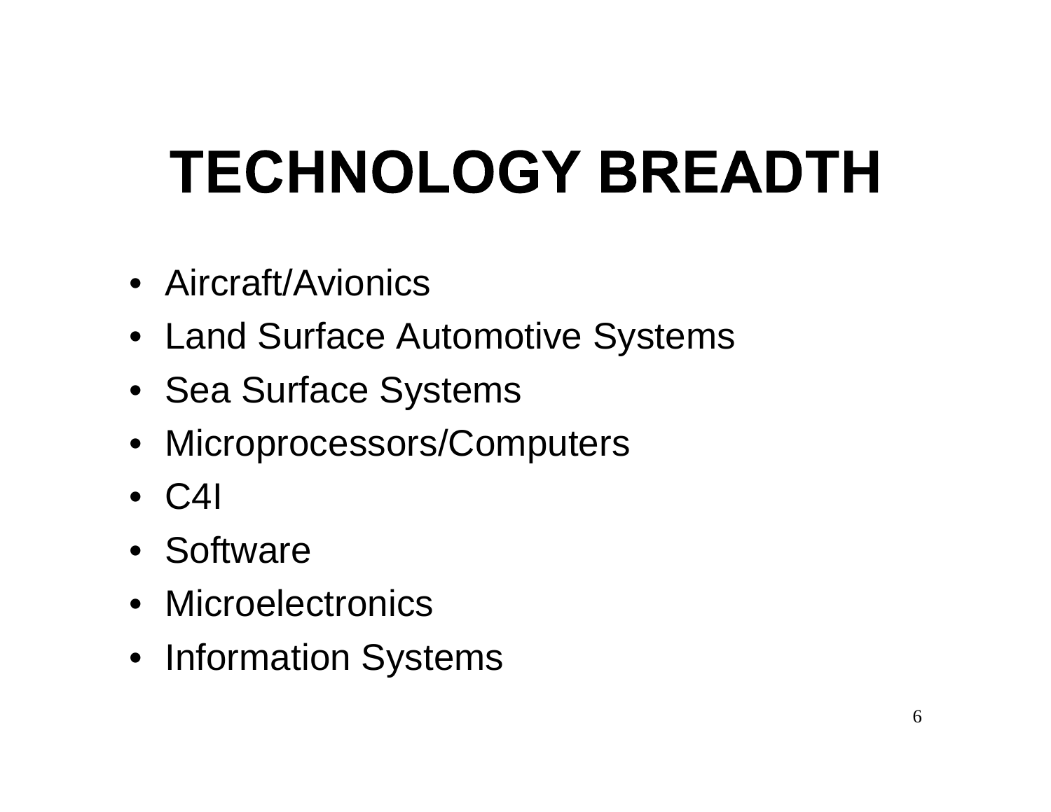# TECHNOLOGY BREADTH

- Aircraft/Avionics
- Land Surface Automotive Systems
- Sea Surface Systems
- Microprocessors/Computers
- C4I
- Software
- Microelectronics
- Information Systems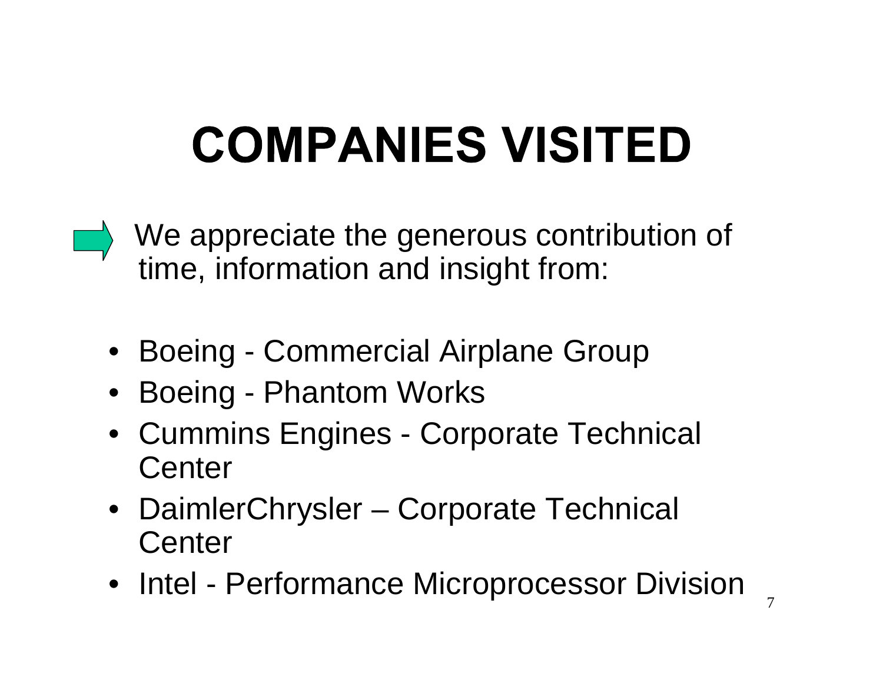# COMPANIES VISITED

➡ We appreciate the generous contribution of time, information and insight from:

- Boeing - Commercial Airplane Group
- Boeing - Phantom Works
- Cummins Engines - Corporate Technical Center
- DaimlerChrysler – Corporate Technical Center
- Intel - Performance Microprocessor Division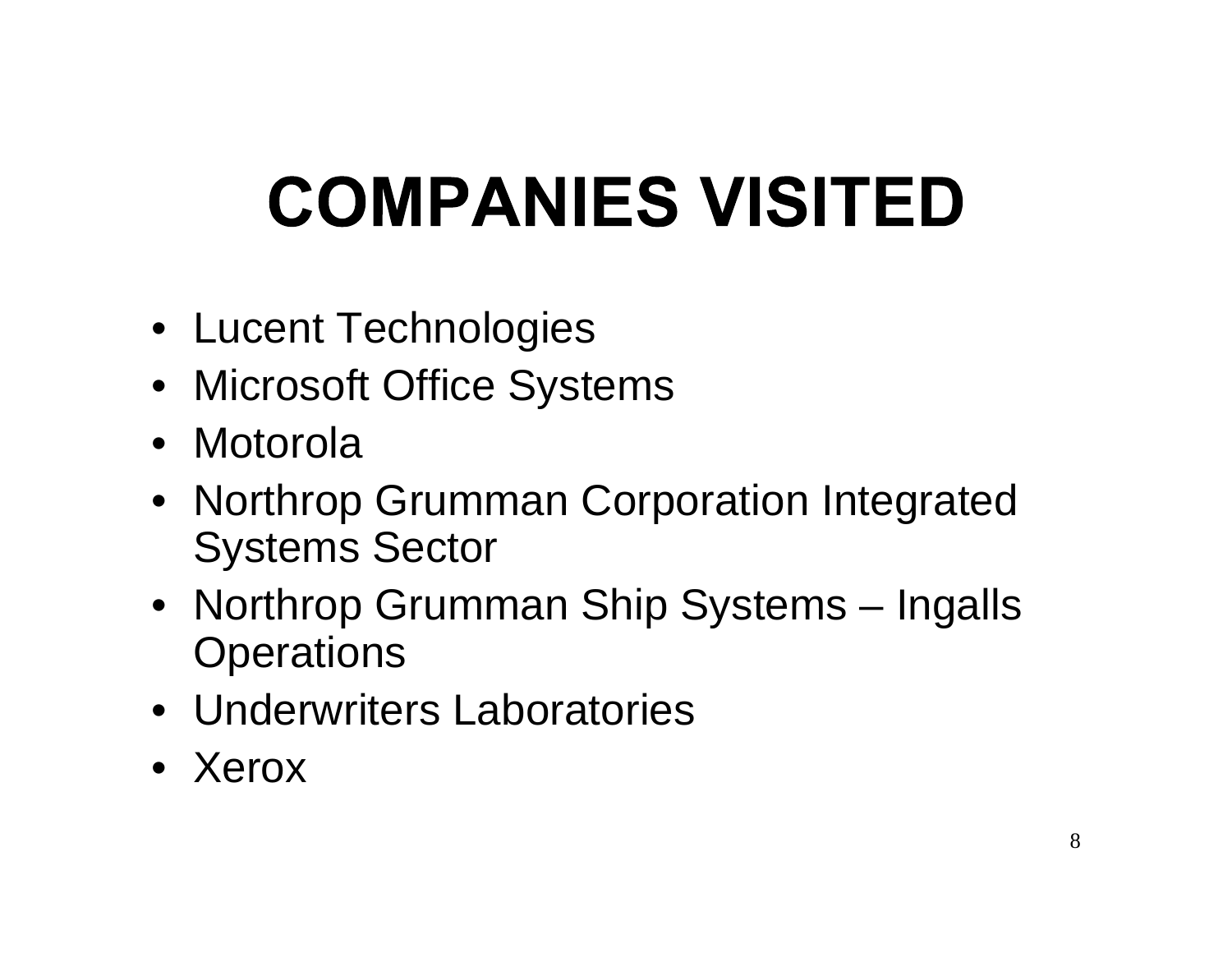# COMPANIES VISITED

- Lucent Technologies
- Microsoft Office Systems
- Motorola
- Northrop Grumman Corporation Integrated Systems Sector
- Northrop Grumman Ship Systems – Ingalls Operations
- Underwriters Laboratories
- Xerox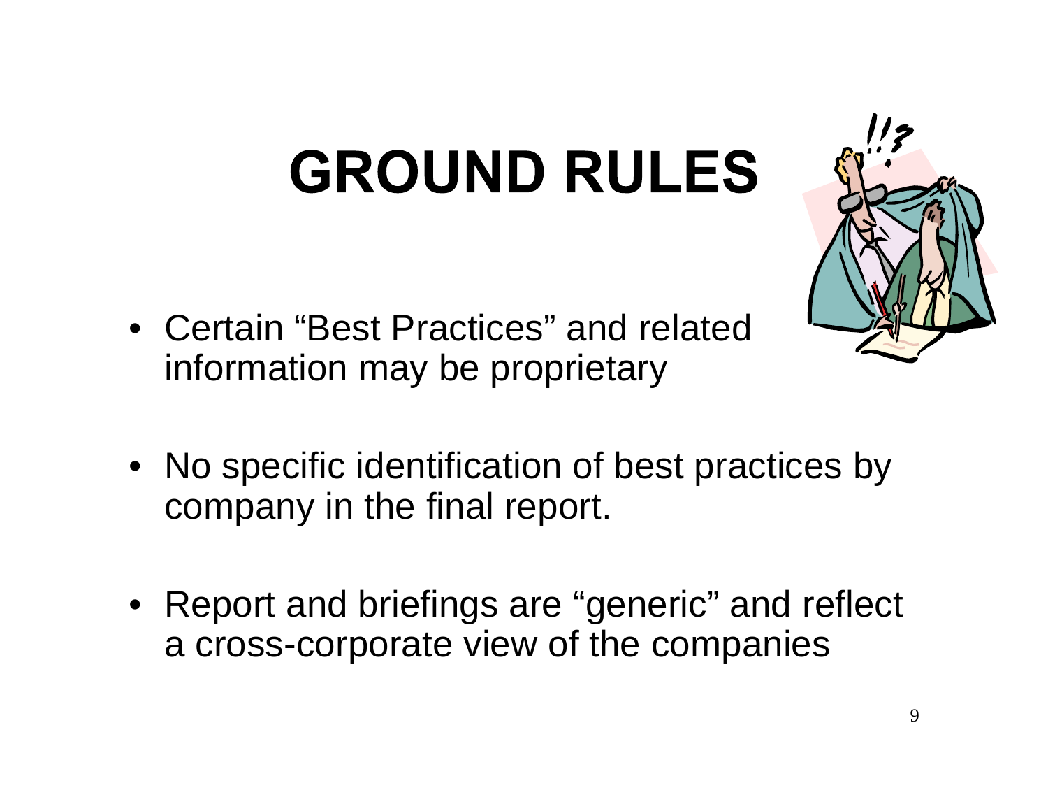# GROUND RULES

- Certain “Best Practices” and related information may be proprietary
- No specific identification of best practices by company in the final report.
- Report and briefings are “generic” and reflect a cross-corporate view of the companies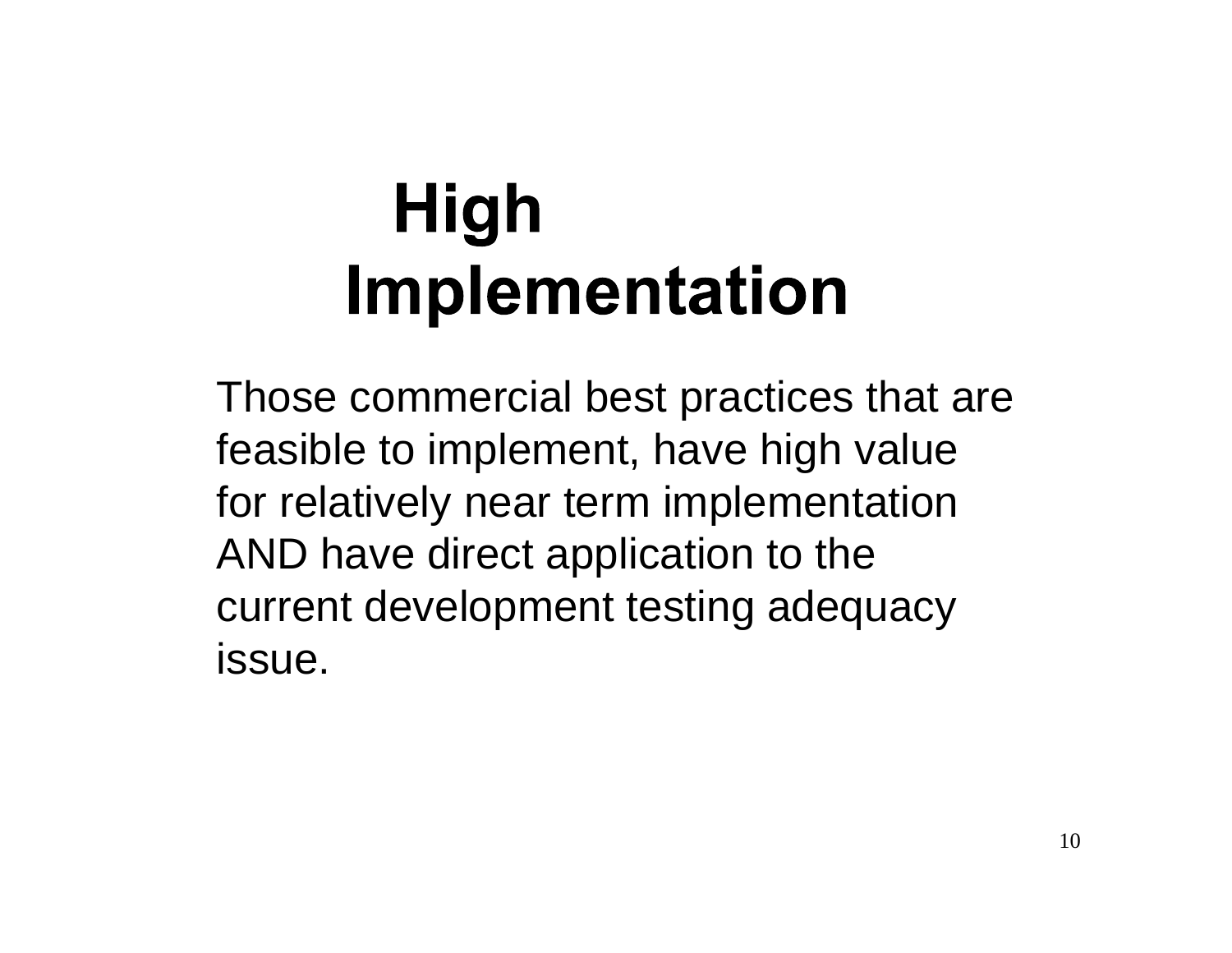# High Implementation

Those commercial best practices that are feasible to implement, have high value for relatively near term implementation AND have direct application to the current development testing adequacy issue.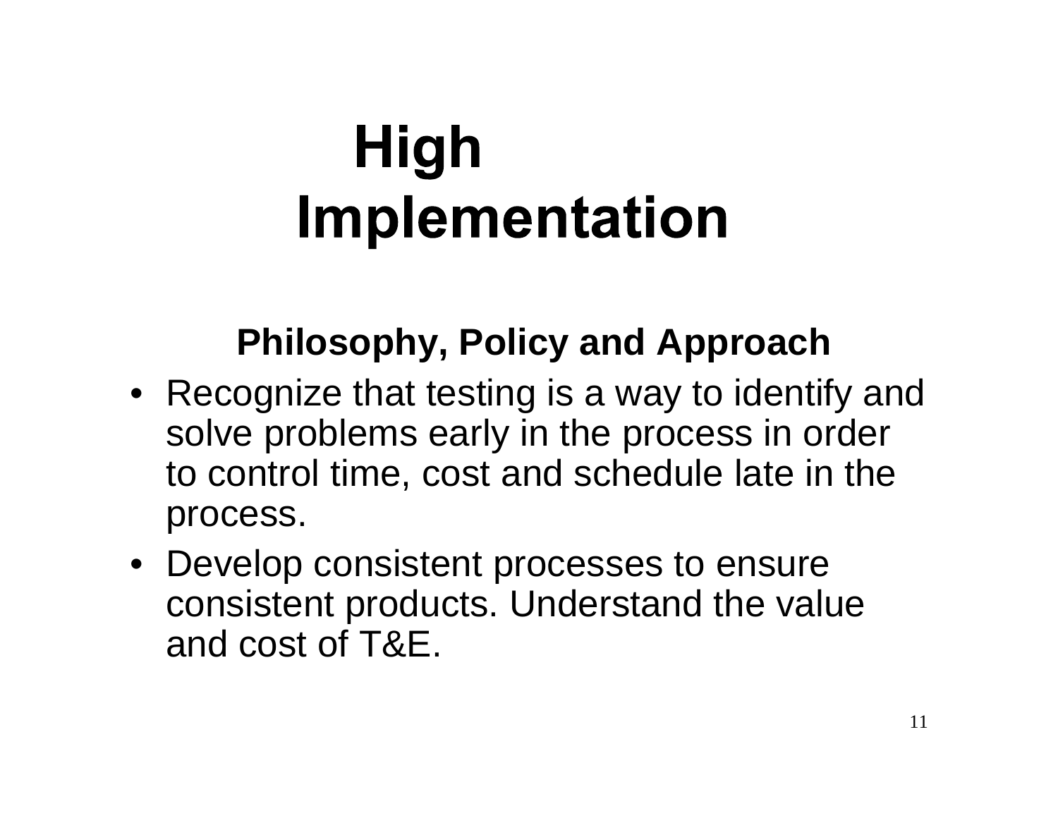# High Implementation

## Philosophy, Policy and Approach

- Recognize that testing is a way to identify and solve problems early in the process in order to control time, cost and schedule late in the process.
- Develop consistent processes to ensure consistent products. Understand the value and cost of T&E.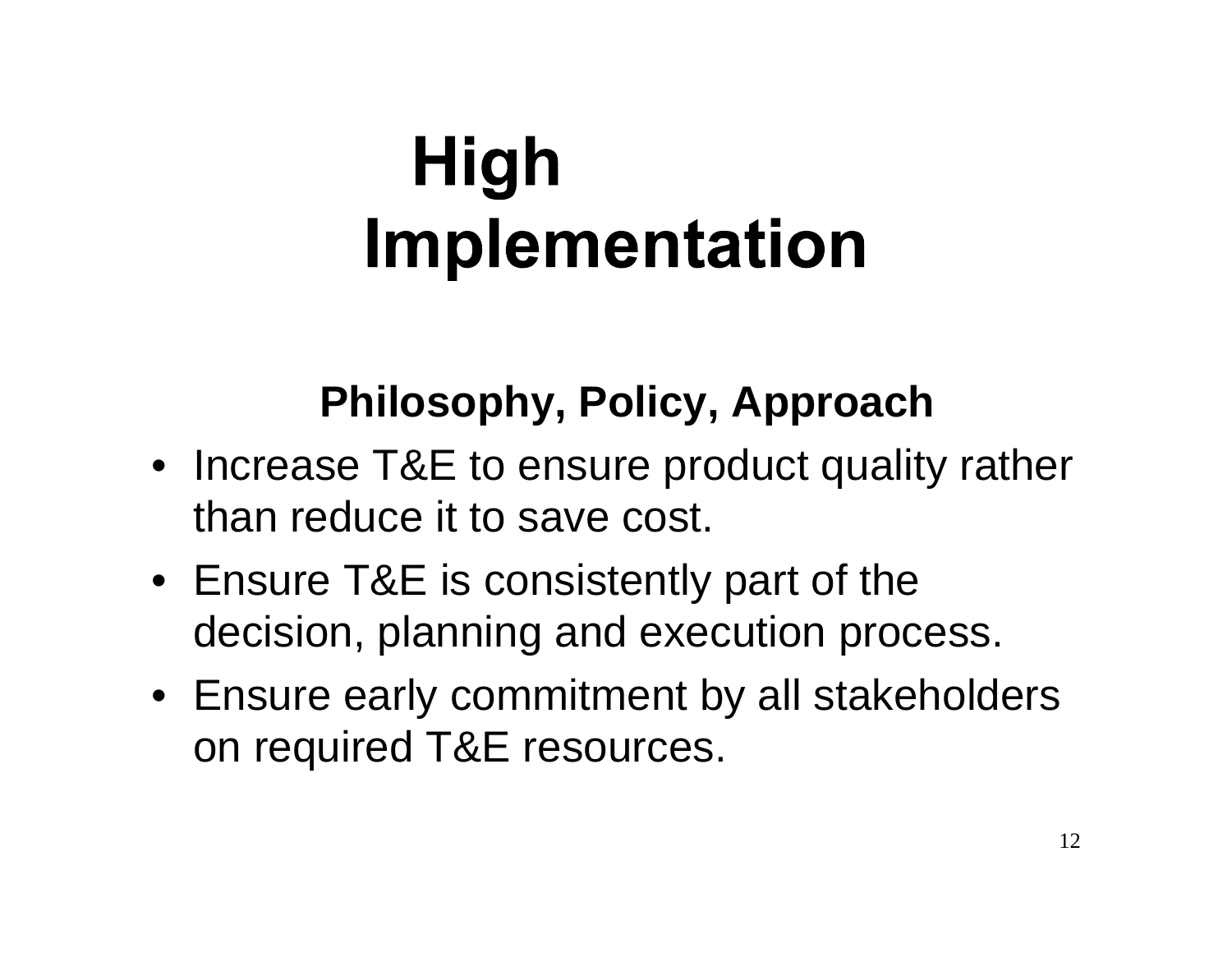# High Implementation

### Philosophy, Policy, Approach

- Increase T&E to ensure product quality rather than reduce it to save cost.
- Ensure T&E is consistently part of the decision, planning and execution process.
- Ensure early commitment by all stakeholders on required T&E resources.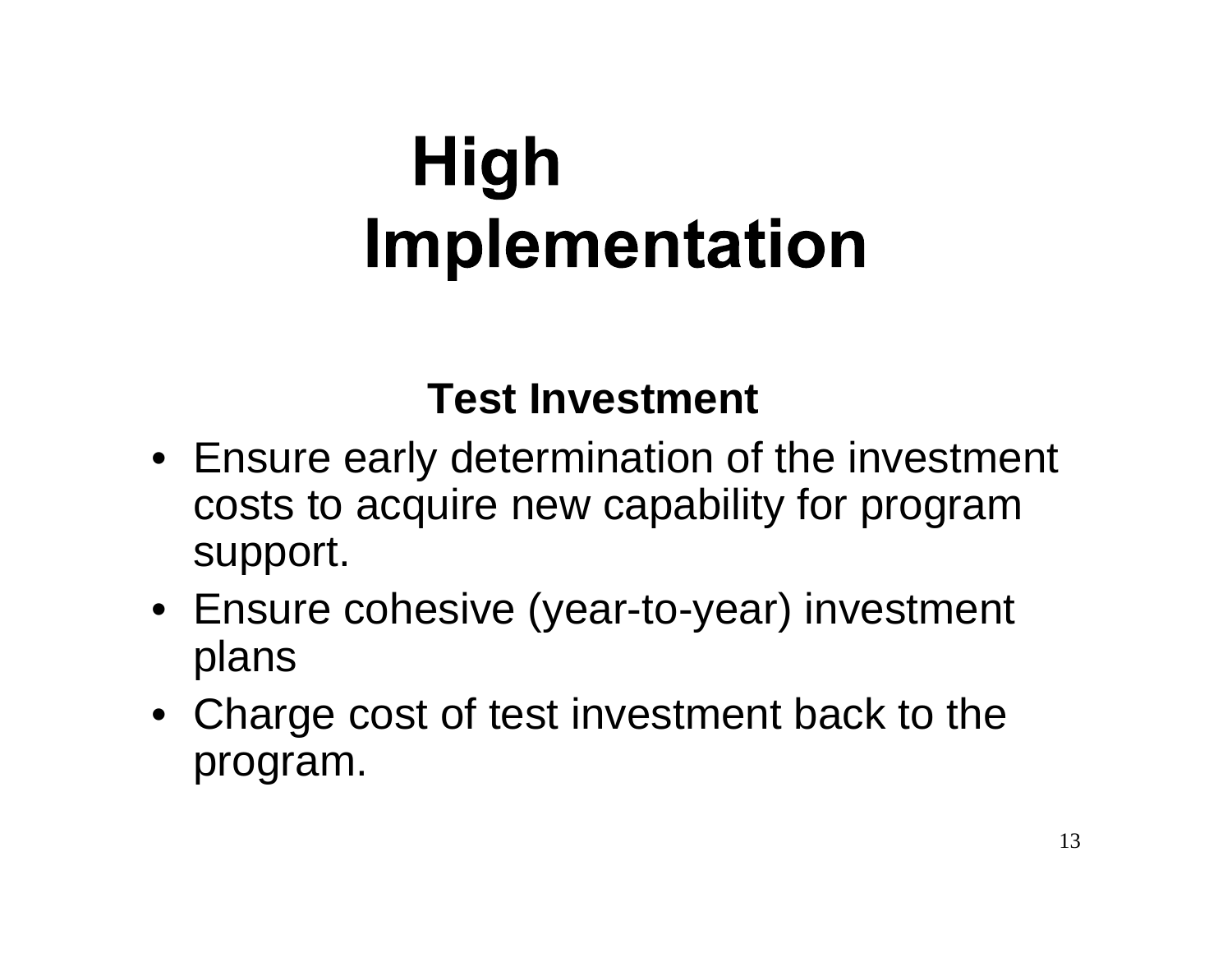# High Implementation

## Test Investment

- Ensure early determination of the investment costs to acquire new capability for program support.
- Ensure cohesive (year-to-year) investment plans
- Charge cost of test investment back to the program.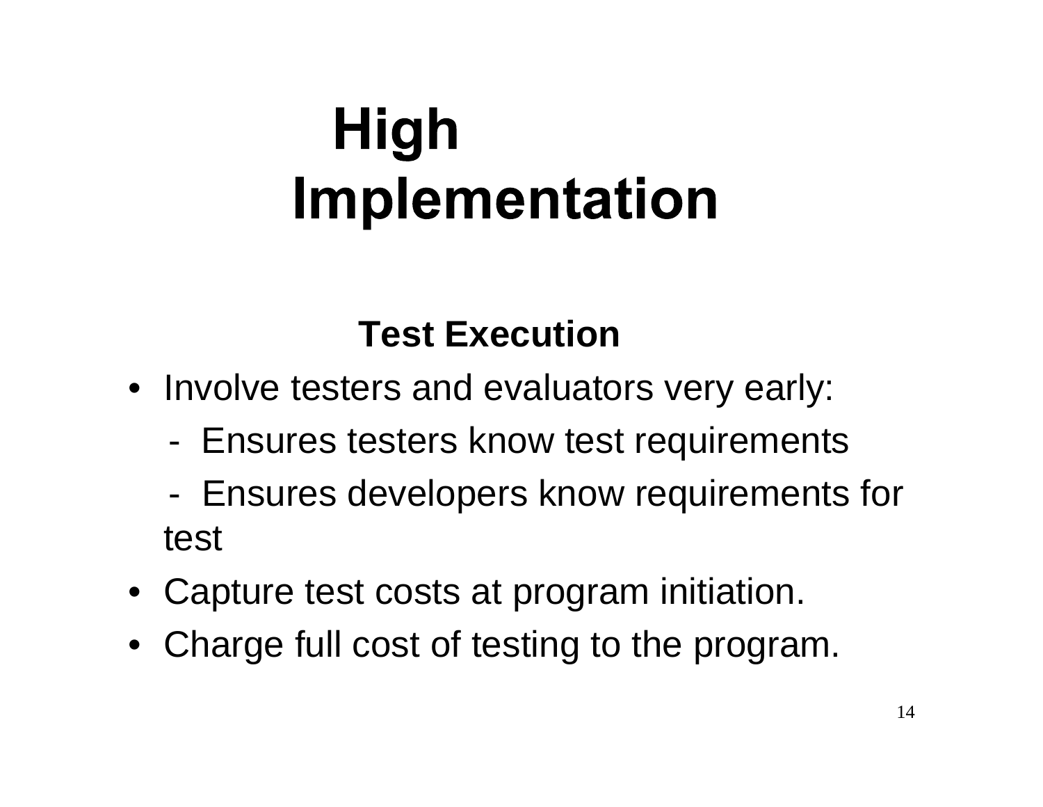# High Implementation

## Test Execution

- Involve testers and evaluators very early:
  - Ensures testers know test requirements
  - Ensures developers know requirements for test
- Capture test costs at program initiation.
- Charge full cost of testing to the program.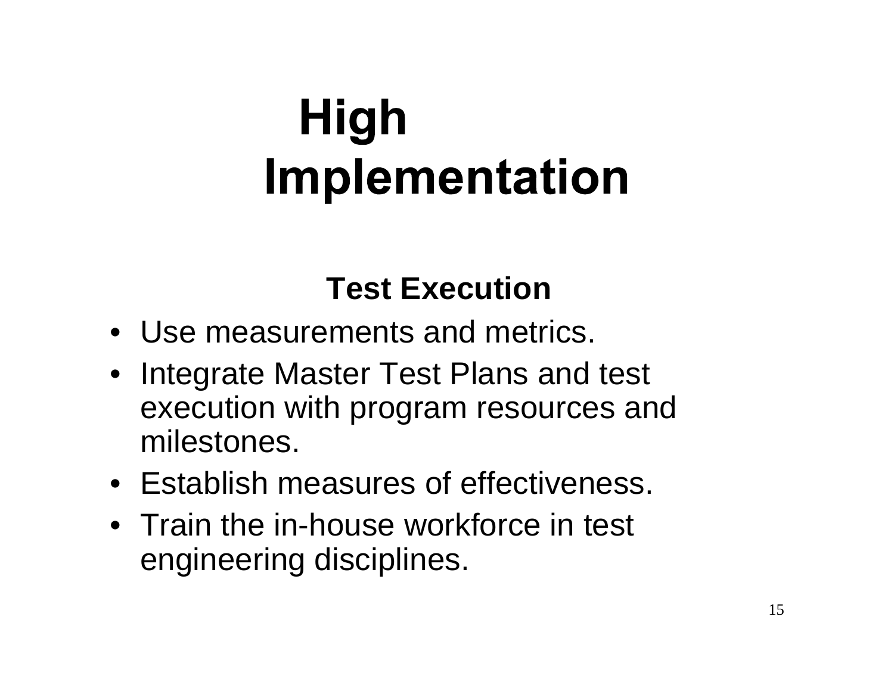# High Implementation

## Test Execution

- Use measurements and metrics.
- Integrate Master Test Plans and test execution with program resources and milestones.
- Establish measures of effectiveness.
- Train the in-house workforce in test engineering disciplines.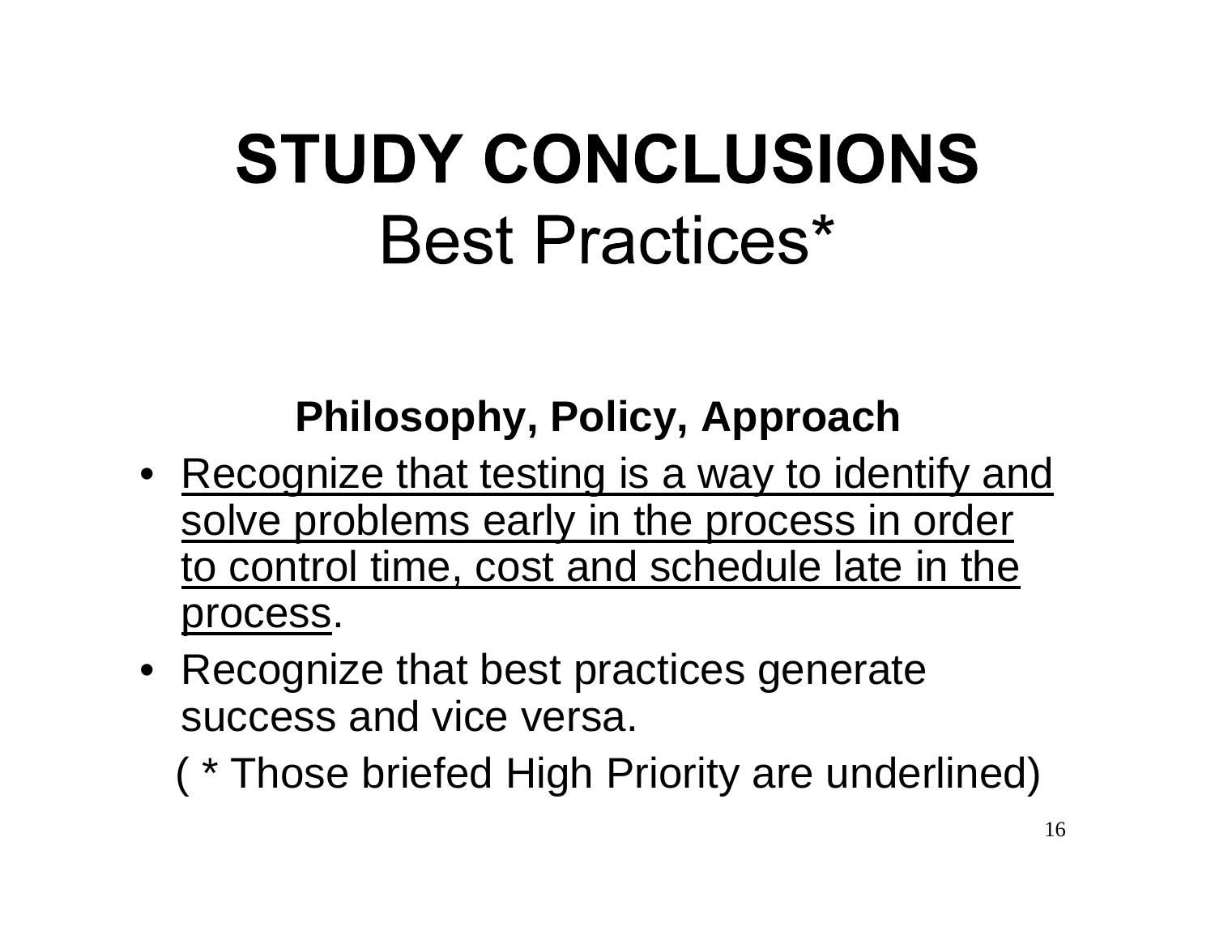# STUDY CONCLUSIONS

## Best Practices*

### Philosophy, Policy, Approach

- <u>Recognize that testing is a way to identify and solve problems early in the process in order to control time, cost and schedule late in the process</u>.
- Recognize that best practices generate success and vice versa.

( * Those briefed High Priority are underlined)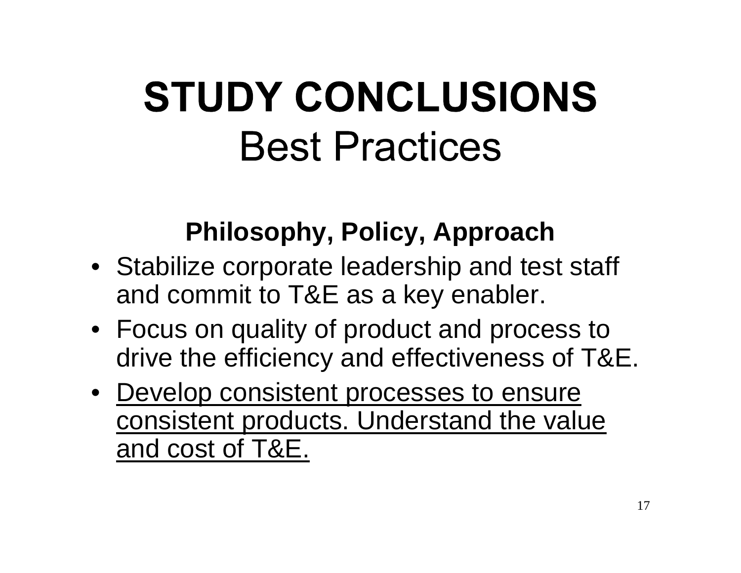# STUDY CONCLUSIONS
## Best Practices

### Philosophy, Policy, Approach

- Stabilize corporate leadership and test staff and commit to T&E as a key enabler.
- Focus on quality of product and process to drive the efficiency and effectiveness of T&E.
- <u>Develop consistent processes to ensure consistent products. Understand the value and cost of T&E.</u>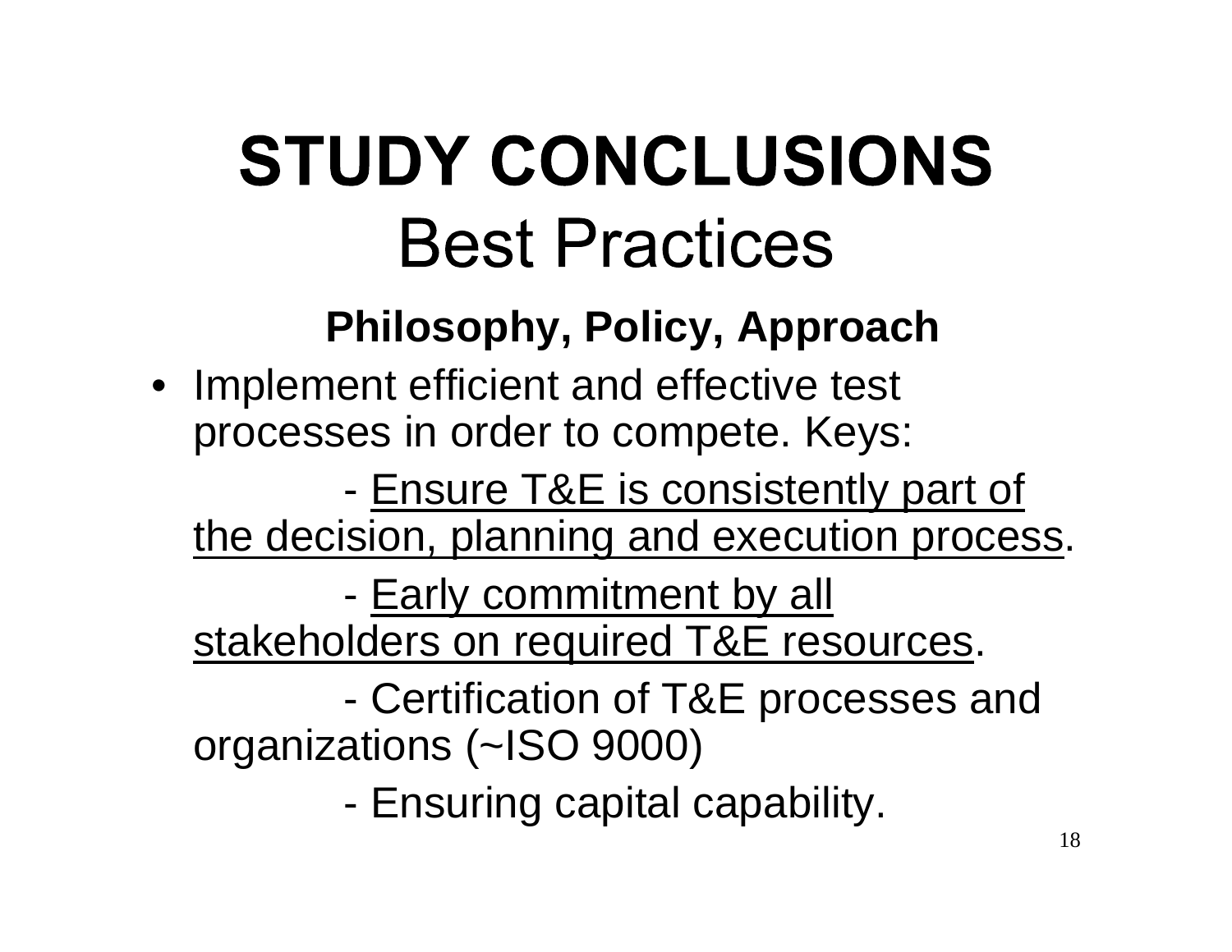# STUDY CONCLUSIONS
## Best Practices

### Philosophy, Policy, Approach

- Implement efficient and effective test processes in order to compete. Keys:
  - <u>Ensure T&E is consistently part of the decision, planning and execution process</u>.
  - <u>Early commitment by all stakeholders on required T&E resources</u>.
  - Certification of T&E processes and organizations (~ISO 9000)
  - Ensuring capital capability.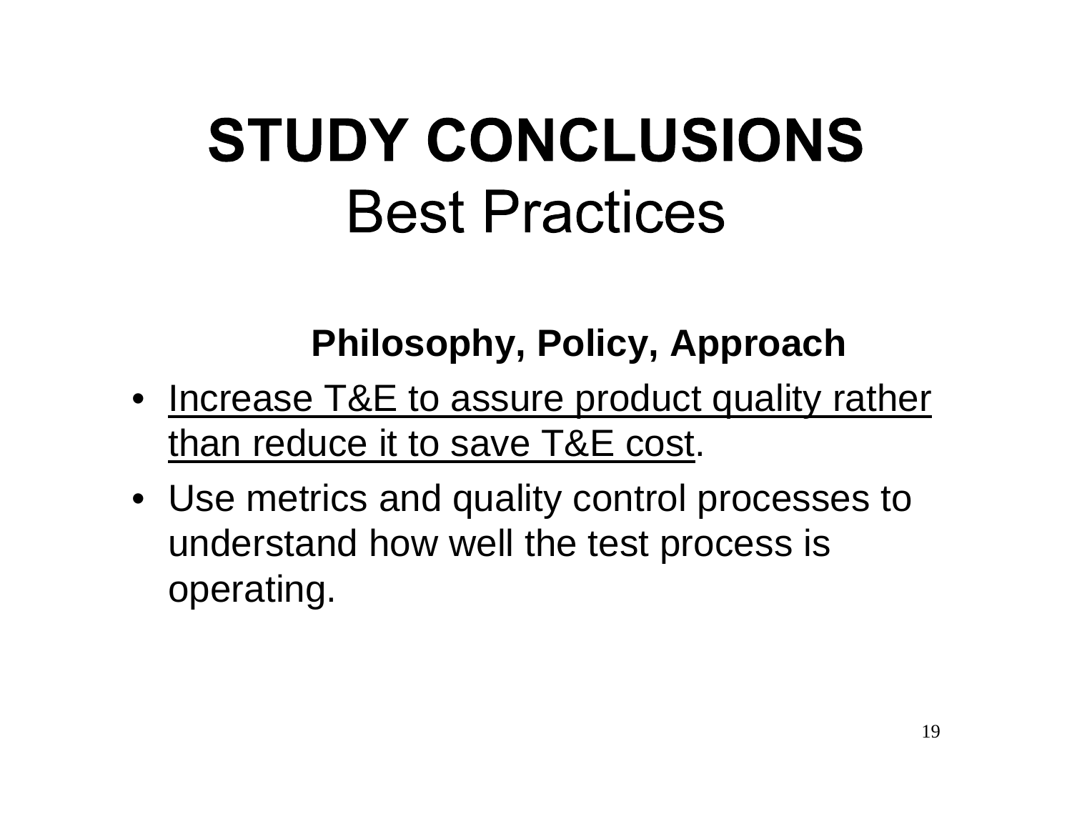# STUDY CONCLUSIONS
## Best Practices

### Philosophy, Policy, Approach

- <u>Increase T&E to assure product quality rather than reduce it to save T&E cost</u>.
- Use metrics and quality control processes to understand how well the test process is operating.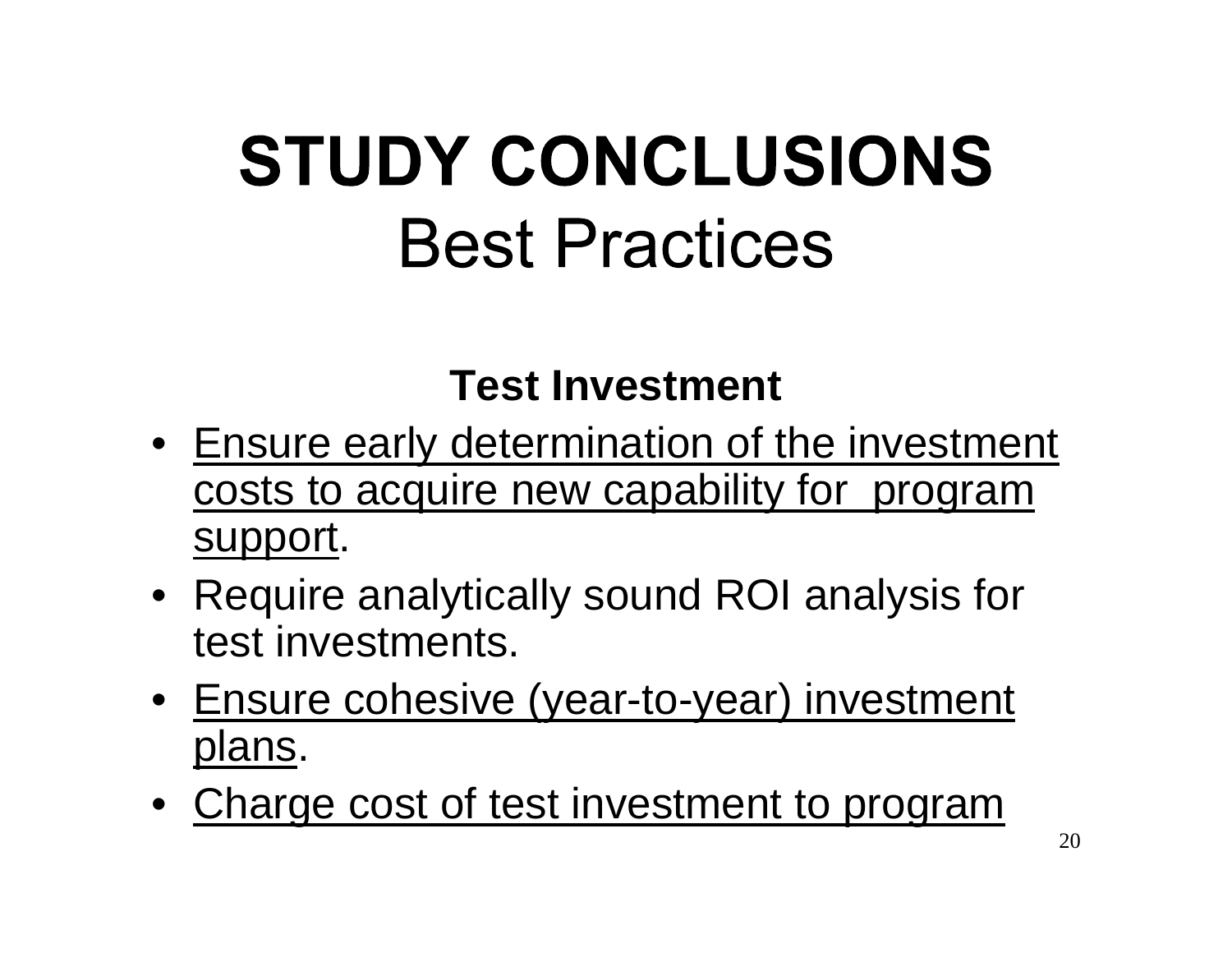# STUDY CONCLUSIONS
## Best Practices

### Test Investment

- Ensure early determination of the investment costs to acquire new capability for program support.
- Require analytically sound ROI analysis for test investments.
- Ensure cohesive (year-to-year) investment plans.
- Charge cost of test investment to program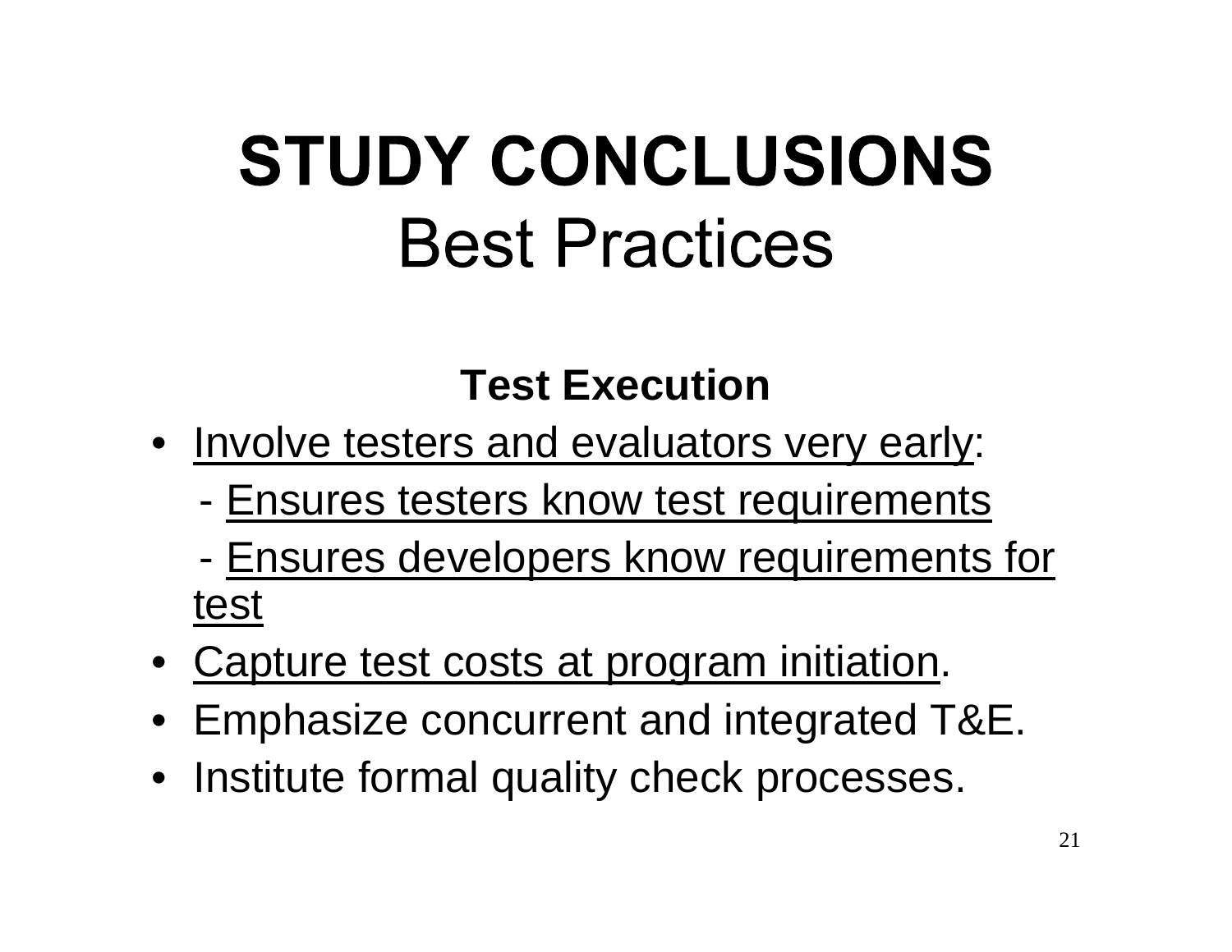# STUDY CONCLUSIONS

## Best Practices

### Test Execution

- <u>Involve testers and evaluators very early</u>:
  - <u>Ensures testers know test requirements</u>
  - <u>Ensures developers know requirements for test</u>
- <u>Capture test costs at program initiation</u>.
- Emphasize concurrent and integrated T&E.
- Institute formal quality check processes.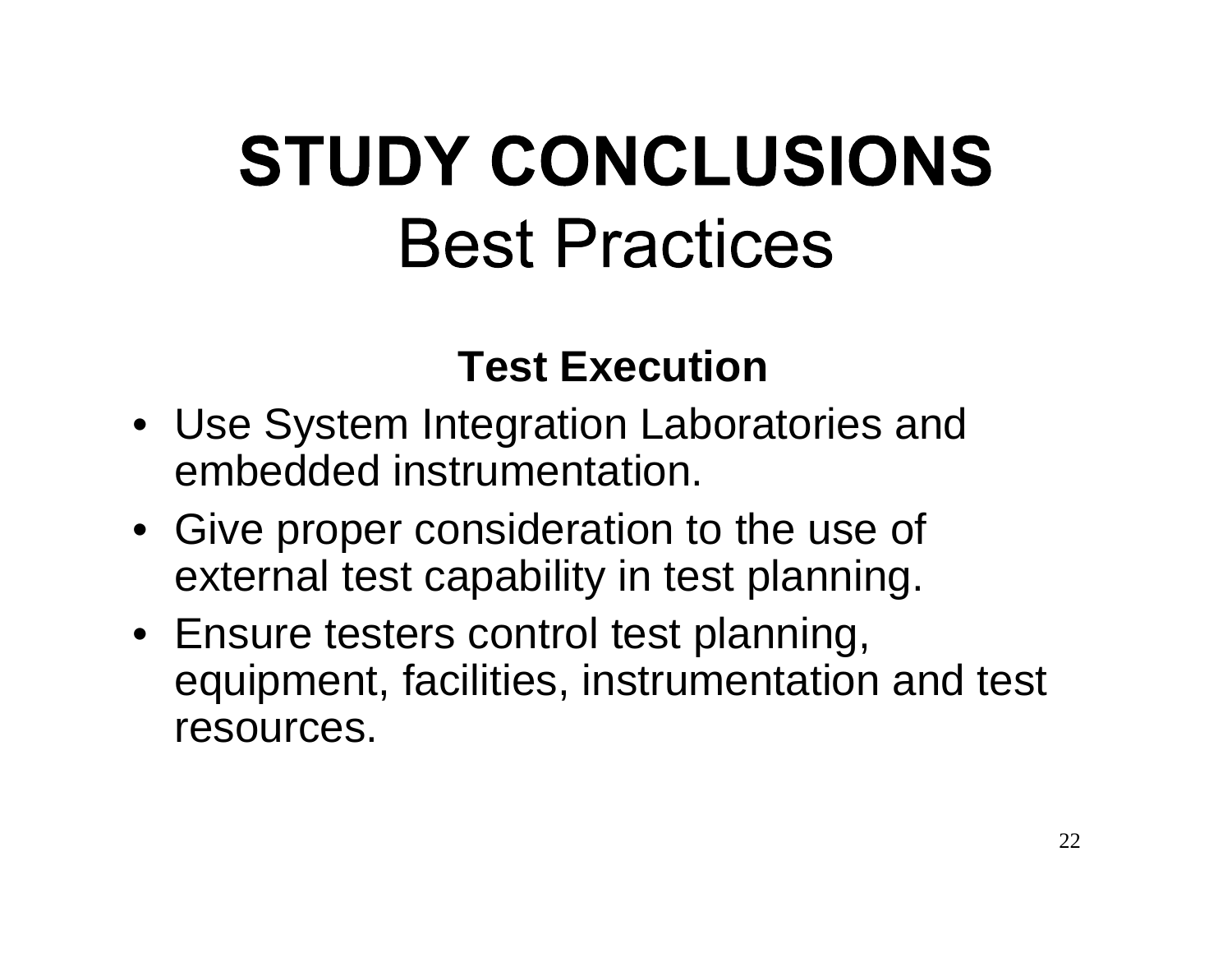# STUDY CONCLUSIONS
## Best Practices

### Test Execution

- Use System Integration Laboratories and embedded instrumentation.
- Give proper consideration to the use of external test capability in test planning.
- Ensure testers control test planning, equipment, facilities, instrumentation and test resources.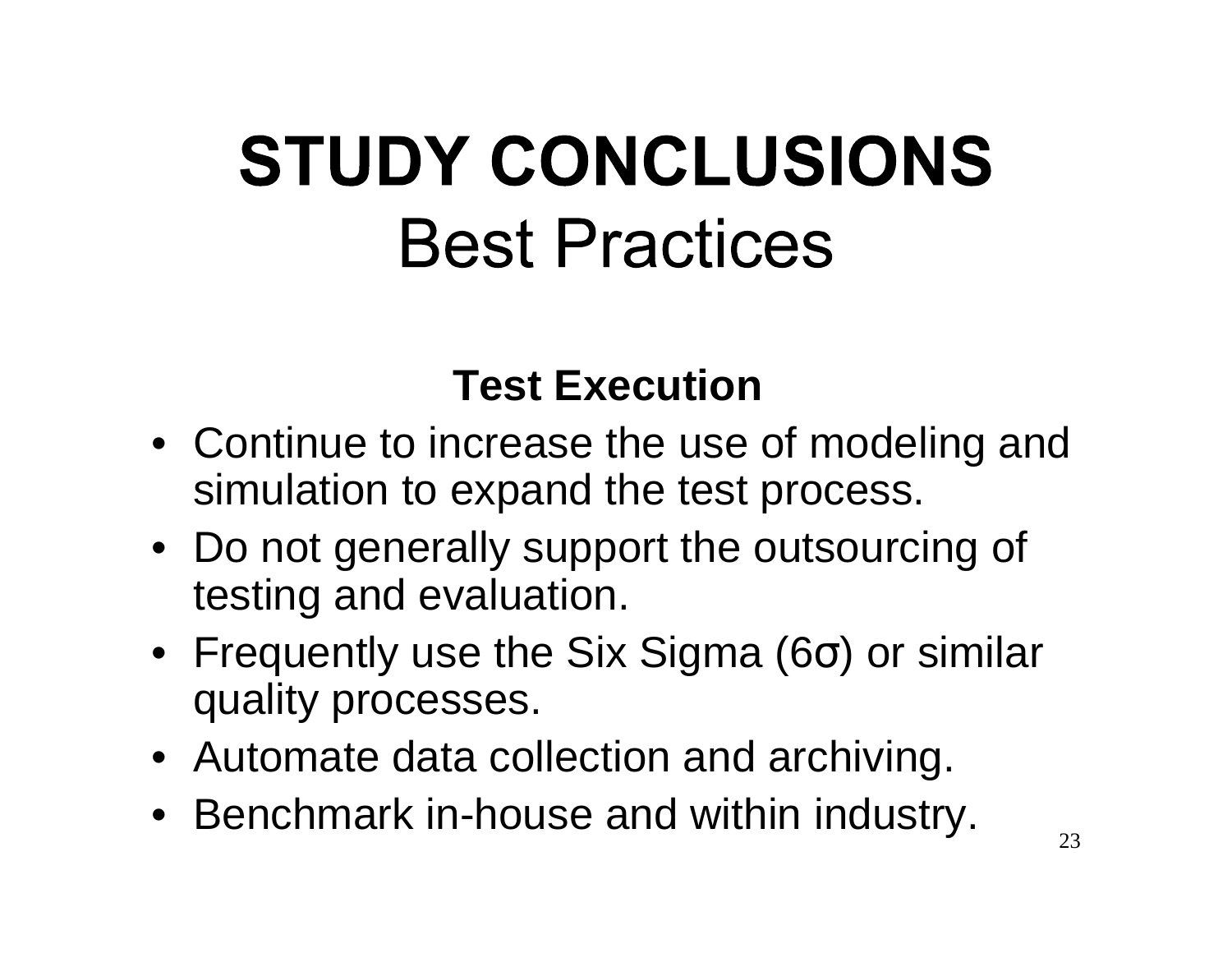# STUDY CONCLUSIONS
## Best Practices

### Test Execution

- Continue to increase the use of modeling and simulation to expand the test process.
- Do not generally support the outsourcing of testing and evaluation.
- Frequently use the Six Sigma (6σ) or similar quality processes.
- Automate data collection and archiving.
- Benchmark in-house and within industry.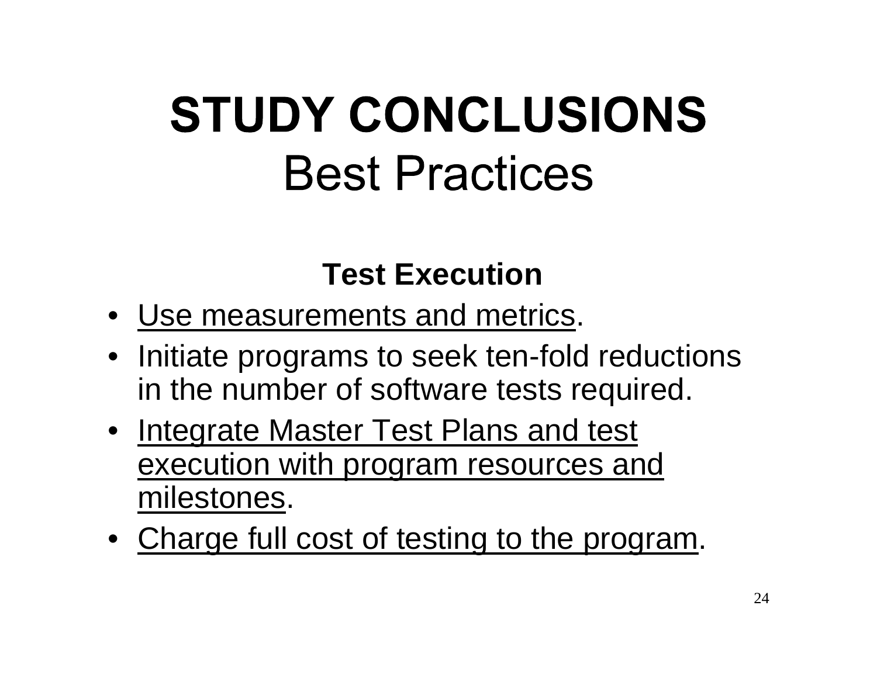# STUDY CONCLUSIONS
## Best Practices

### Test Execution

- <u>Use measurements and metrics</u>.
- Initiate programs to seek ten-fold reductions in the number of software tests required.
- <u>Integrate Master Test Plans and test execution with program resources and milestones</u>.
- <u>Charge full cost of testing to the program</u>.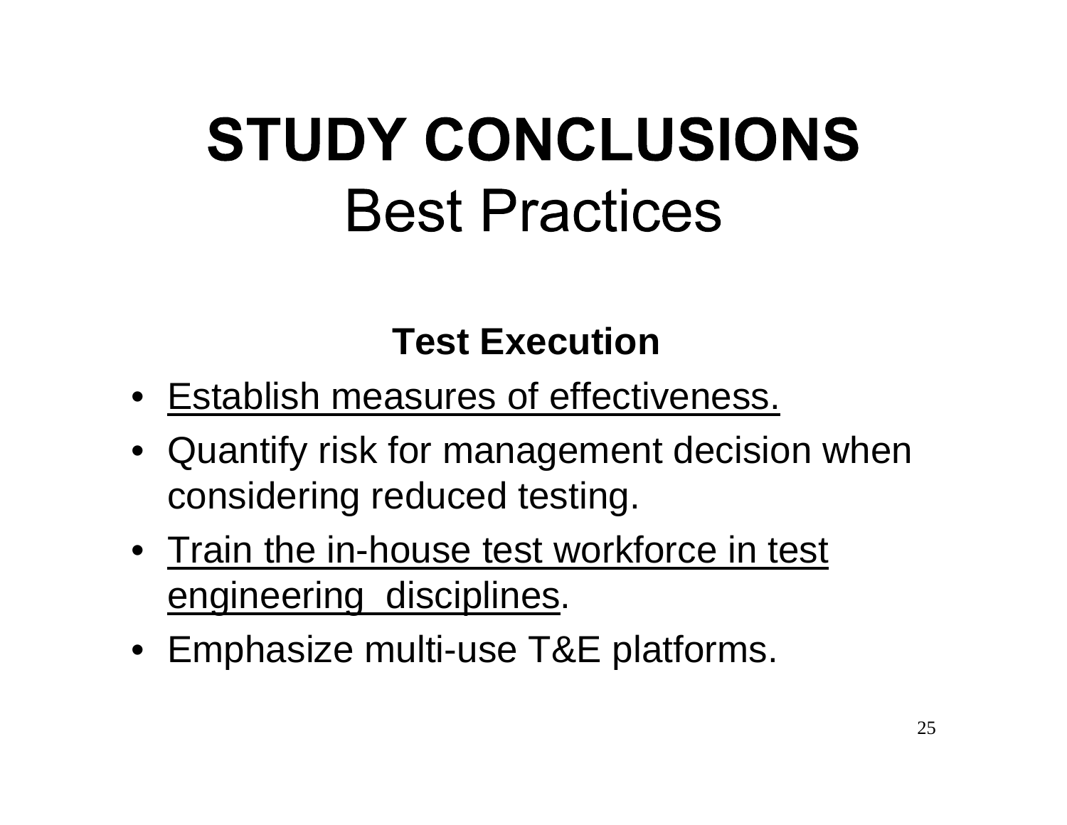# STUDY CONCLUSIONS
## Best Practices

### Test Execution

- <u>Establish measures of effectiveness.</u>
- Quantify risk for management decision when considering reduced testing.
- <u>Train the in-house test workforce in test engineering disciplines</u>.
- Emphasize multi-use T&E platforms.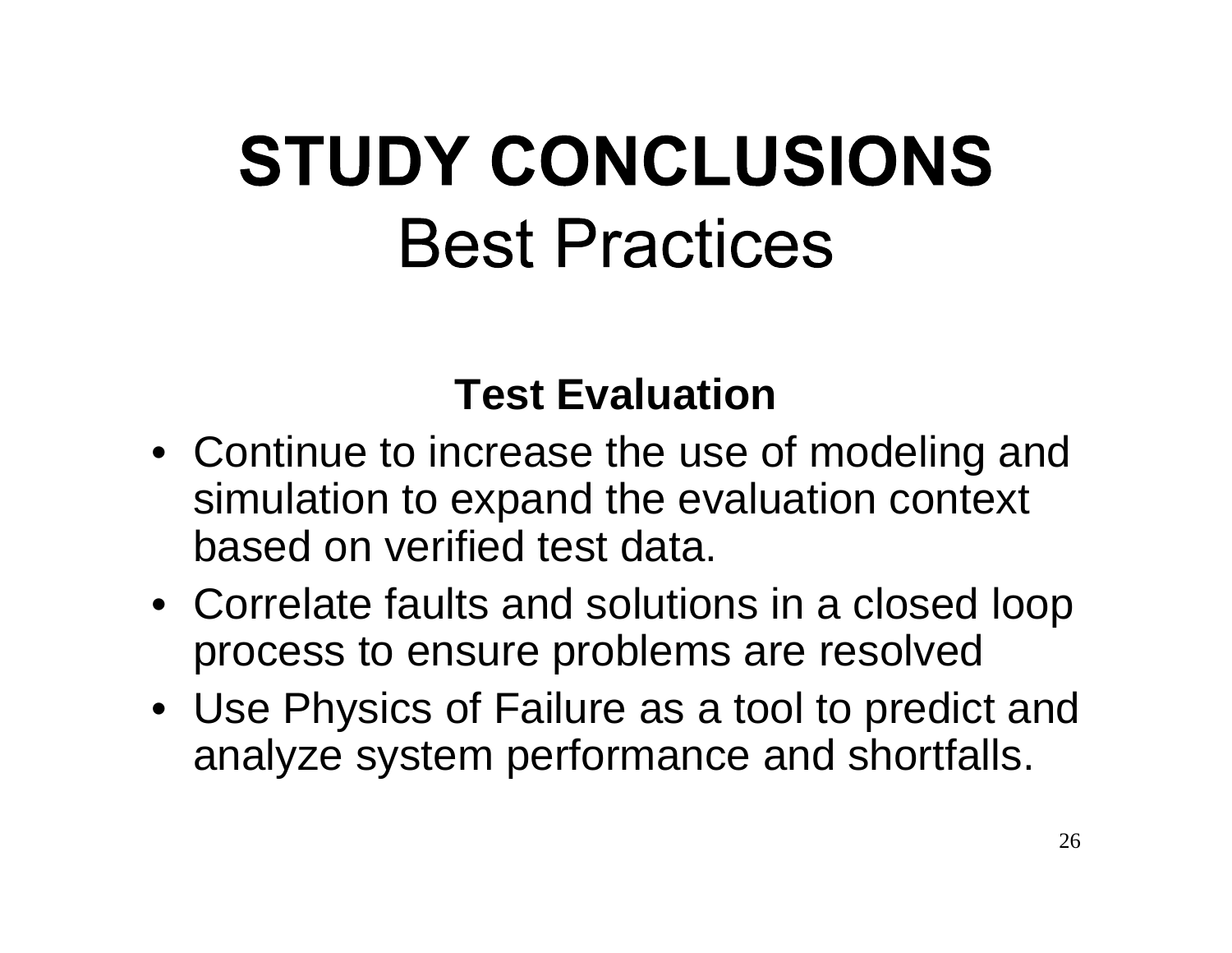# STUDY CONCLUSIONS
## Best Practices

### Test Evaluation

- Continue to increase the use of modeling and simulation to expand the evaluation context based on verified test data.
- Correlate faults and solutions in a closed loop process to ensure problems are resolved
- Use Physics of Failure as a tool to predict and analyze system performance and shortfalls.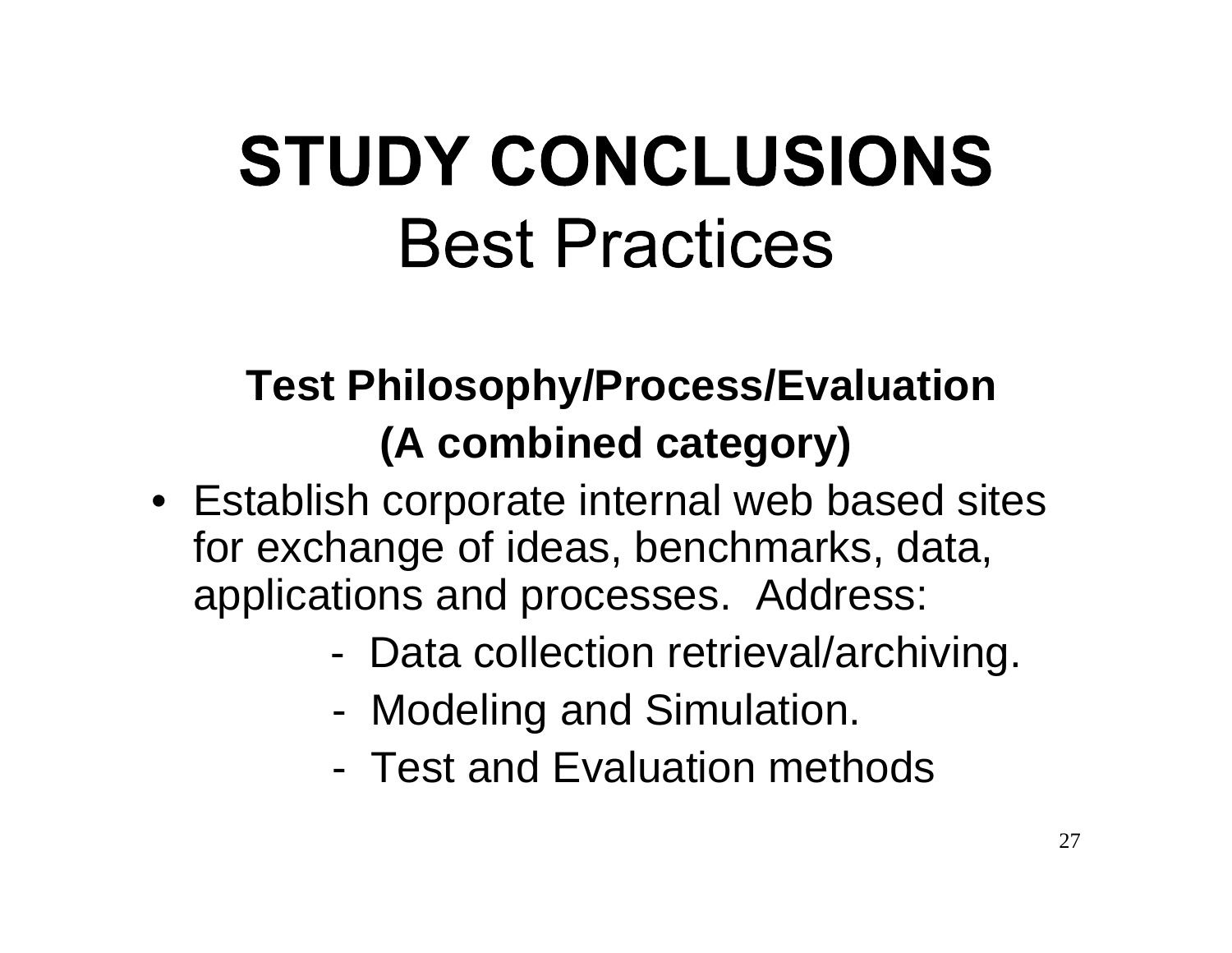# STUDY CONCLUSIONS
## Best Practices

### Test Philosophy/Process/Evaluation (A combined category)

- Establish corporate internal web based sites for exchange of ideas, benchmarks, data, applications and processes. Address:
  - Data collection retrieval/archiving.
  - Modeling and Simulation.
  - Test and Evaluation methods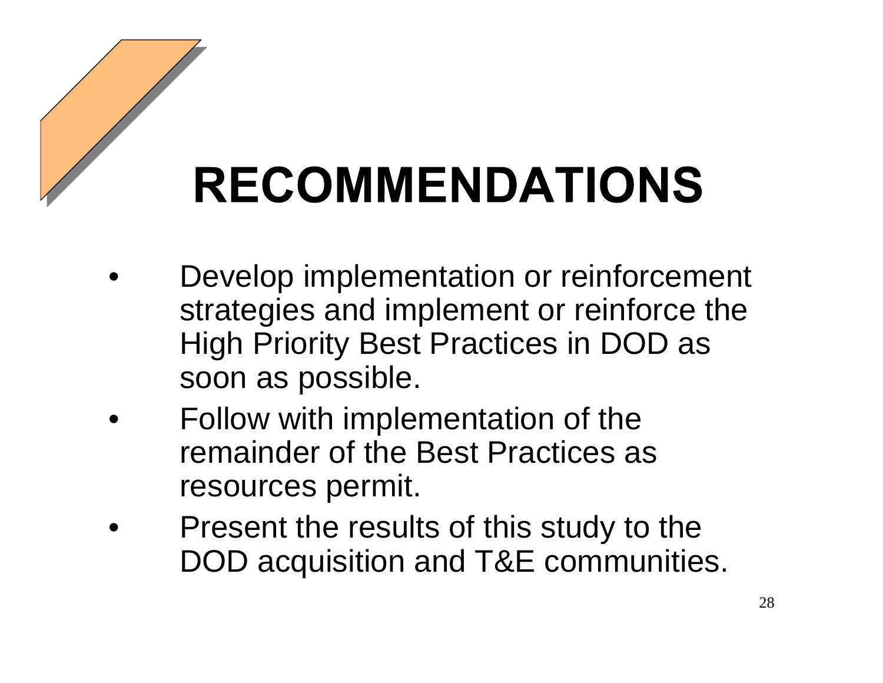# RECOMMENDATIONS

- Develop implementation or reinforcement strategies and implement or reinforce the High Priority Best Practices in DOD as soon as possible.
- Follow with implementation of the remainder of the Best Practices as resources permit.
- Present the results of this study to the DOD acquisition and T&E communities.